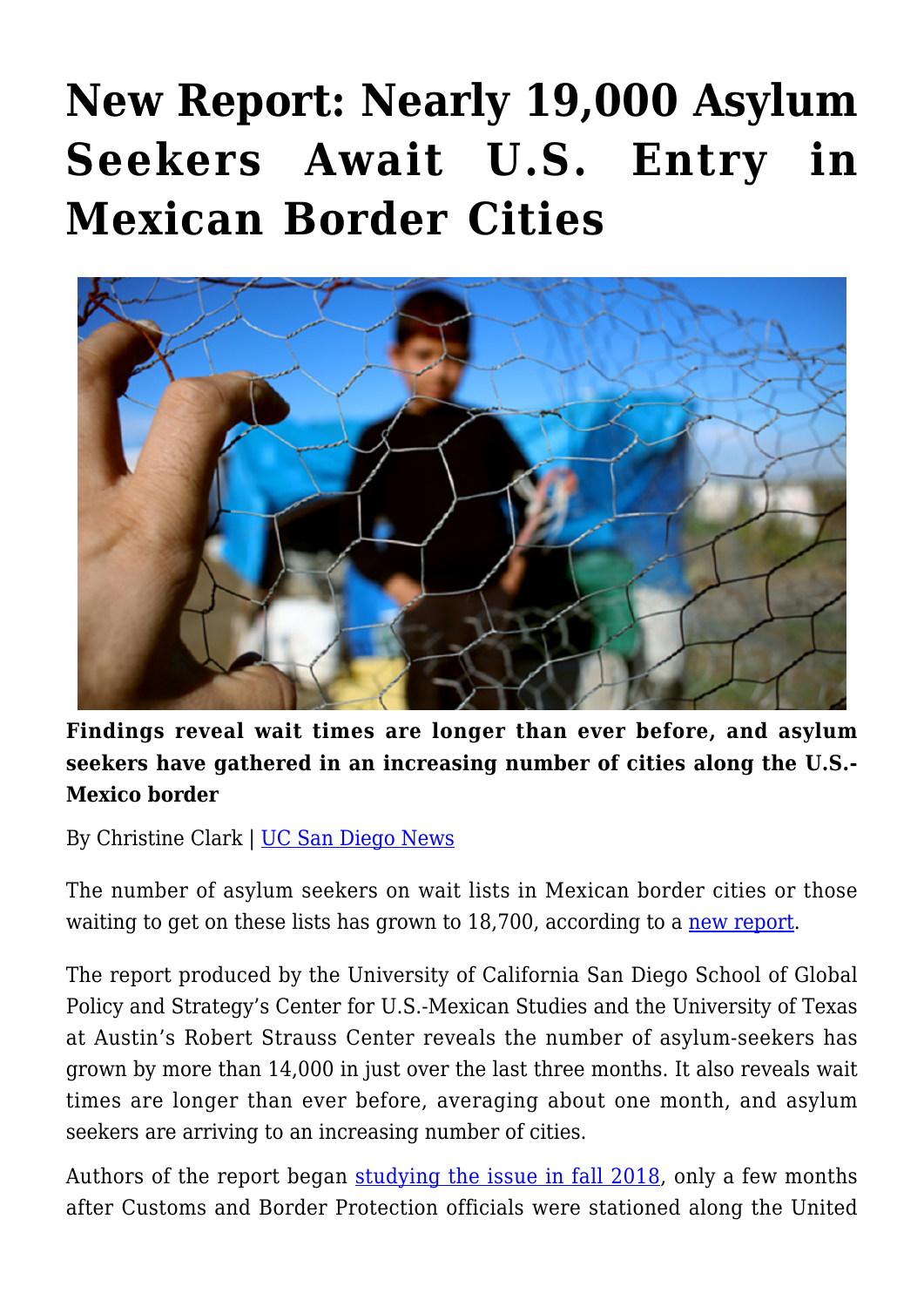# New Report: Nearly 19,000 Asylum Seekers Await U.S. Entry in Mexican Border Cities

**Findings reveal wait times are longer than ever before, and asylum seekers have gathered in an increasing number of cities along the U.S.-Mexico border**

By Christine Clark | UC San Diego News

The number of asylum seekers on wait lists in Mexican border cities or those waiting to get on these lists has grown to 18,700, according to a new report.

The report produced by the University of California San Diego School of Global Policy and Strategy's Center for U.S.-Mexican Studies and the University of Texas at Austin's Robert Strauss Center reveals the number of asylum-seekers has grown by more than 14,000 in just over the last three months. It also reveals wait times are longer than ever before, averaging about one month, and asylum seekers are arriving to an increasing number of cities.

Authors of the report began studying the issue in fall 2018, only a few months after Customs and Border Protection officials were stationed along the United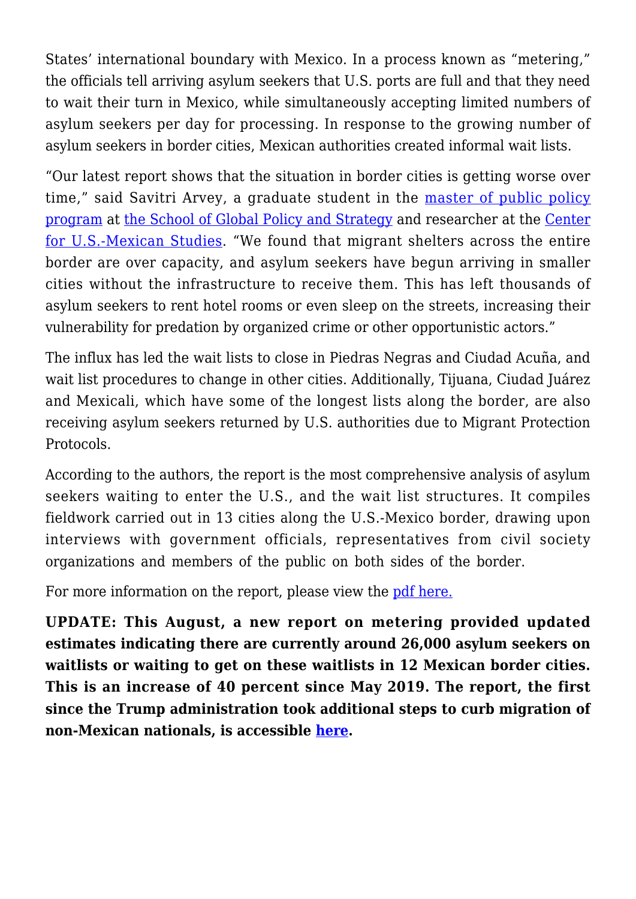States' international boundary with Mexico. In a process known as "metering," the officials tell arriving asylum seekers that U.S. ports are full and that they need to wait their turn in Mexico, while simultaneously accepting limited numbers of asylum seekers per day for processing. In response to the growing number of asylum seekers in border cities, Mexican authorities created informal wait lists.

"Our latest report shows that the situation in border cities is getting worse over time," said Savitri Arvey, a graduate student in the master of public policy program at the School of Global Policy and Strategy and researcher at the Center for U.S.-Mexican Studies. "We found that migrant shelters across the entire border are over capacity, and asylum seekers have begun arriving in smaller cities without the infrastructure to receive them. This has left thousands of asylum seekers to rent hotel rooms or even sleep on the streets, increasing their vulnerability for predation by organized crime or other opportunistic actors."

The influx has led the wait lists to close in Piedras Negras and Ciudad Acuña, and wait list procedures to change in other cities. Additionally, Tijuana, Ciudad Juárez and Mexicali, which have some of the longest lists along the border, are also receiving asylum seekers returned by U.S. authorities due to Migrant Protection Protocols.

According to the authors, the report is the most comprehensive analysis of asylum seekers waiting to enter the U.S., and the wait list structures. It compiles fieldwork carried out in 13 cities along the U.S.-Mexico border, drawing upon interviews with government officials, representatives from civil society organizations and members of the public on both sides of the border.

For more information on the report, please view the pdf here.

**UPDATE: This August, a new report on metering provided updated estimates indicating there are currently around 26,000 asylum seekers on waitlists or waiting to get on these waitlists in 12 Mexican border cities. This is an increase of 40 percent since May 2019. The report, the first since the Trump administration took additional steps to curb migration of non-Mexican nationals, is accessible here.**